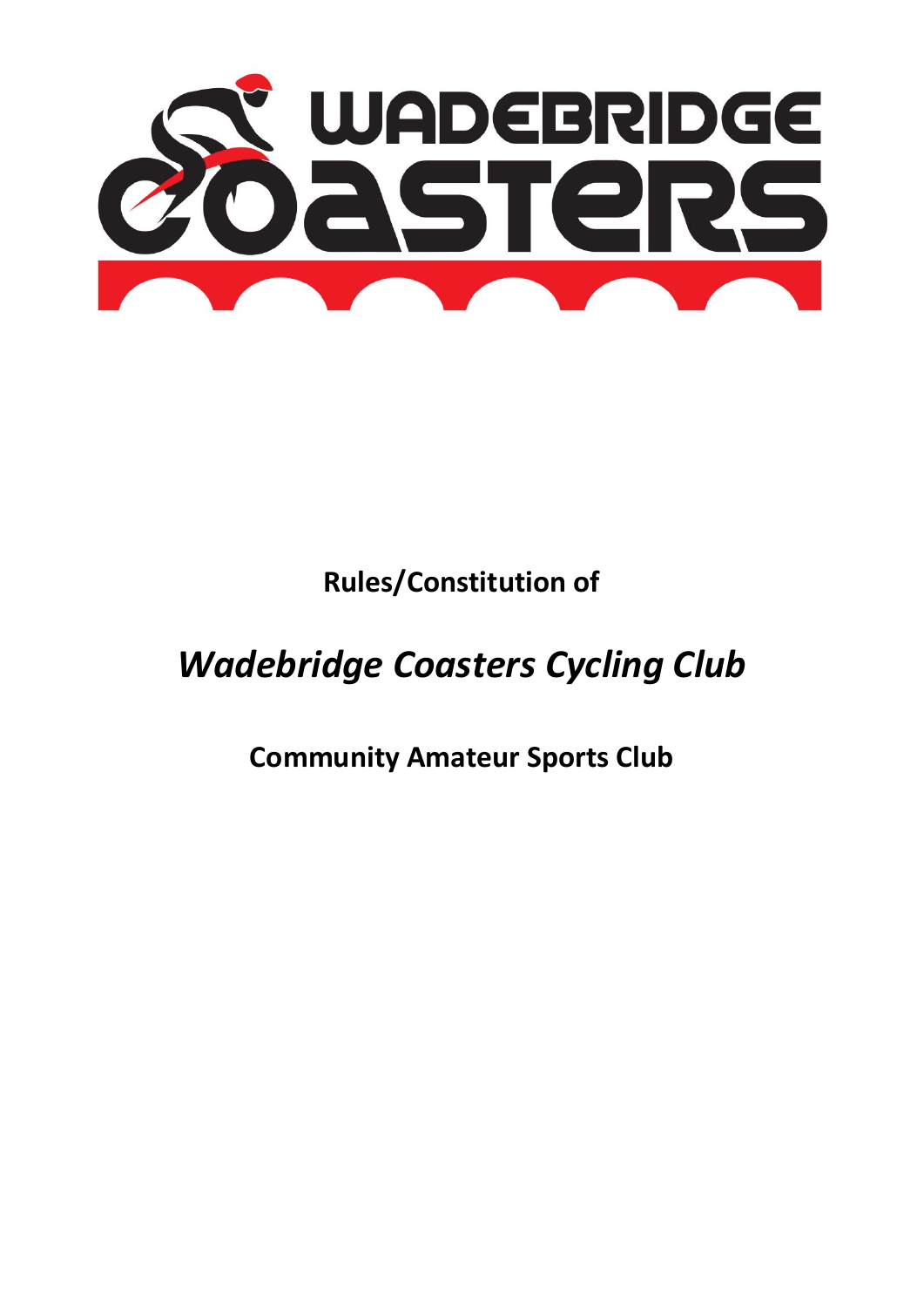**Rules/Constitution of**

# *Wadebridge Coasters Cycling Club*

**Community Amateur Sports Club**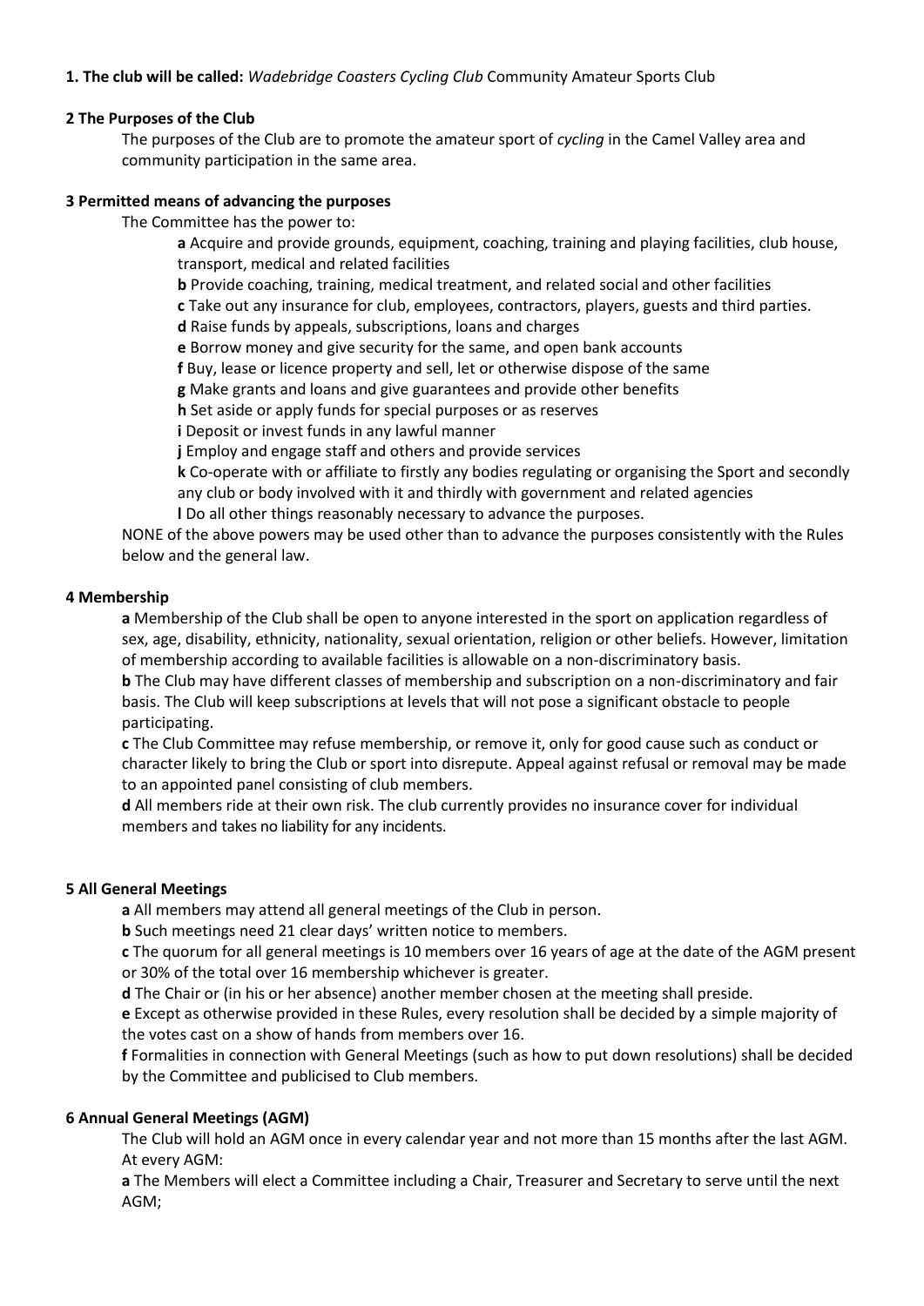**1. The club will be called:** *Wadebridge Coasters Cycling Club* Community Amateur Sports Club

**2 The Purposes of the Club**

The purposes of the Club are to promote the amateur sport of *cycling* in the Camel Valley area and community participation in the same area.

**3 Permitted means of advancing the purposes**

The Committee has the power to:

**a** Acquire and provide grounds, equipment, coaching, training and playing facilities, club house, transport, medical and related facilities

**b** Provide coaching, training, medical treatment, and related social and other facilities

**c** Take out any insurance for club, employees, contractors, players, guests and third parties.

**d** Raise funds by appeals, subscriptions, loans and charges

**e** Borrow money and give security for the same, and open bank accounts

**f** Buy, lease or licence property and sell, let or otherwise dispose of the same

**g** Make grants and loans and give guarantees and provide other benefits

**h** Set aside or apply funds for special purposes or as reserves

**i** Deposit or invest funds in any lawful manner

**j** Employ and engage staff and others and provide services

**k** Co-operate with or affiliate to firstly any bodies regulating or organising the Sport and secondly any club or body involved with it and thirdly with government and related agencies

**l** Do all other things reasonably necessary to advance the purposes.

NONE of the above powers may be used other than to advance the purposes consistently with the Rules below and the general law.

**4 Membership**

**a** Membership of the Club shall be open to anyone interested in the sport on application regardless of sex, age, disability, ethnicity, nationality, sexual orientation, religion or other beliefs. However, limitation of membership according to available facilities is allowable on a non-discriminatory basis.

**b** The Club may have different classes of membership and subscription on a non-discriminatory and fair basis. The Club will keep subscriptions at levels that will not pose a significant obstacle to people participating.

**c** The Club Committee may refuse membership, or remove it, only for good cause such as conduct or character likely to bring the Club or sport into disrepute. Appeal against refusal or removal may be made to an appointed panel consisting of club members.

**d** All members ride at their own risk. The club currently provides no insurance cover for individual members and takes no liability for any incidents.

**5 All General Meetings**

**a** All members may attend all general meetings of the Club in person.

**b** Such meetings need 21 clear days' written notice to members.

**c** The quorum for all general meetings is 10 members over 16 years of age at the date of the AGM present or 30% of the total over 16 membership whichever is greater.

**d** The Chair or (in his or her absence) another member chosen at the meeting shall preside.

**e** Except as otherwise provided in these Rules, every resolution shall be decided by a simple majority of the votes cast on a show of hands from members over 16.

**f** Formalities in connection with General Meetings (such as how to put down resolutions) shall be decided by the Committee and publicised to Club members.

**6 Annual General Meetings (AGM)**

The Club will hold an AGM once in every calendar year and not more than 15 months after the last AGM. At every AGM:

**a** The Members will elect a Committee including a Chair, Treasurer and Secretary to serve until the next AGM;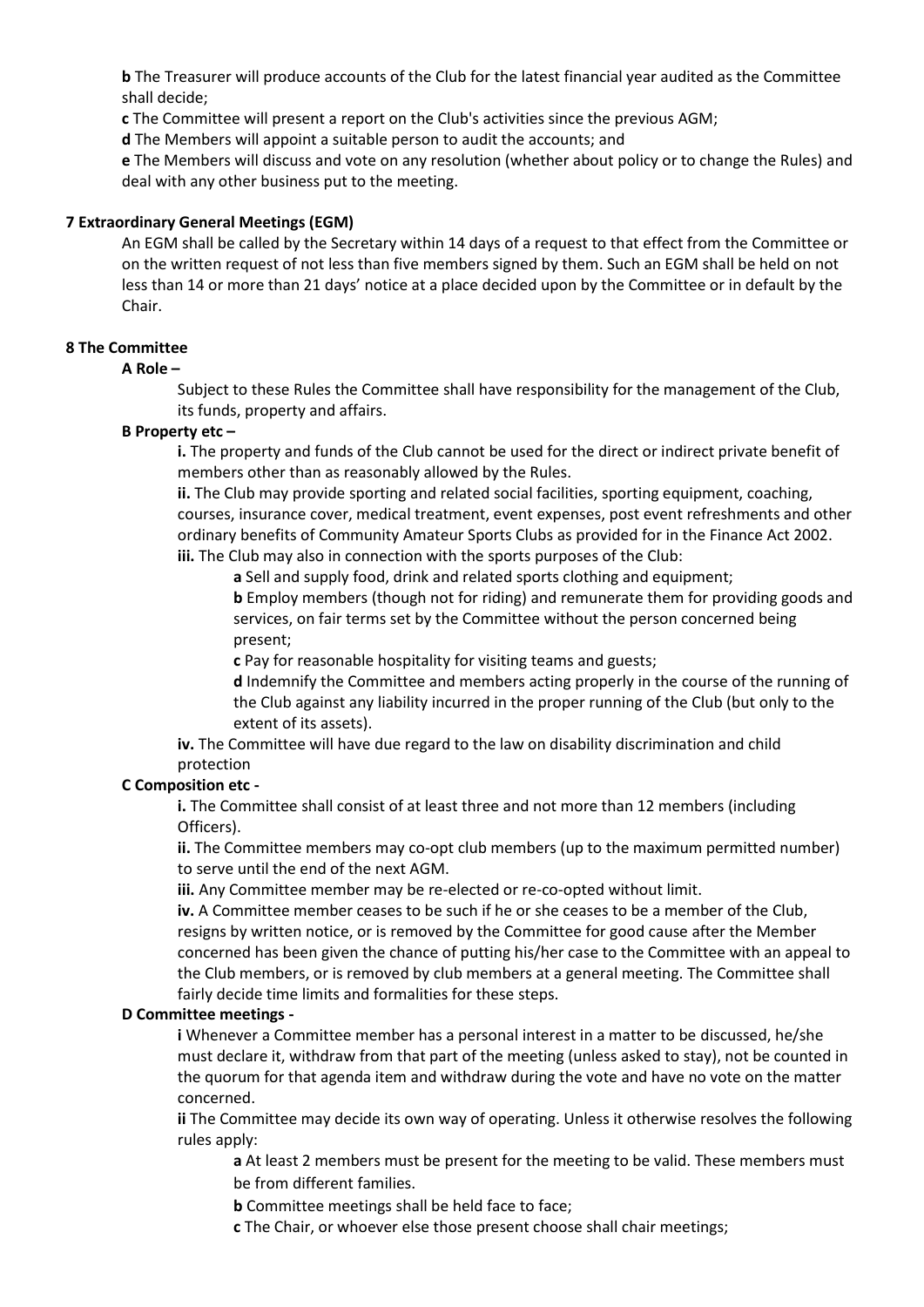**b** The Treasurer will produce accounts of the Club for the latest financial year audited as the Committee shall decide;

**c** The Committee will present a report on the Club's activities since the previous AGM;

**d** The Members will appoint a suitable person to audit the accounts; and

**e** The Members will discuss and vote on any resolution (whether about policy or to change the Rules) and deal with any other business put to the meeting.

**7 Extraordinary General Meetings (EGM)**

An EGM shall be called by the Secretary within 14 days of a request to that effect from the Committee or on the written request of not less than five members signed by them. Such an EGM shall be held on not less than 14 or more than 21 days' notice at a place decided upon by the Committee or in default by the Chair.

**8 The Committee**

**A Role –**

Subject to these Rules the Committee shall have responsibility for the management of the Club, its funds, property and affairs.

**B Property etc –**

**i.** The property and funds of the Club cannot be used for the direct or indirect private benefit of members other than as reasonably allowed by the Rules.

**ii.** The Club may provide sporting and related social facilities, sporting equipment, coaching, courses, insurance cover, medical treatment, event expenses, post event refreshments and other ordinary benefits of Community Amateur Sports Clubs as provided for in the Finance Act 2002.

**iii.** The Club may also in connection with the sports purposes of the Club:

**a** Sell and supply food, drink and related sports clothing and equipment;

**b** Employ members (though not for riding) and remunerate them for providing goods and services, on fair terms set by the Committee without the person concerned being present;

**c** Pay for reasonable hospitality for visiting teams and guests;

**d** Indemnify the Committee and members acting properly in the course of the running of the Club against any liability incurred in the proper running of the Club (but only to the extent of its assets).

**iv.** The Committee will have due regard to the law on disability discrimination and child protection

**C Composition etc -**

**i.** The Committee shall consist of at least three and not more than 12 members (including Officers).

**ii.** The Committee members may co-opt club members (up to the maximum permitted number) to serve until the end of the next AGM.

**iii.** Any Committee member may be re-elected or re-co-opted without limit.

**iv.** A Committee member ceases to be such if he or she ceases to be a member of the Club, resigns by written notice, or is removed by the Committee for good cause after the Member concerned has been given the chance of putting his/her case to the Committee with an appeal to the Club members, or is removed by club members at a general meeting. The Committee shall fairly decide time limits and formalities for these steps.

**D Committee meetings -**

**i** Whenever a Committee member has a personal interest in a matter to be discussed, he/she must declare it, withdraw from that part of the meeting (unless asked to stay), not be counted in the quorum for that agenda item and withdraw during the vote and have no vote on the matter concerned.

**ii** The Committee may decide its own way of operating. Unless it otherwise resolves the following rules apply:

**a** At least 2 members must be present for the meeting to be valid. These members must be from different families.

**b** Committee meetings shall be held face to face;

**c** The Chair, or whoever else those present choose shall chair meetings;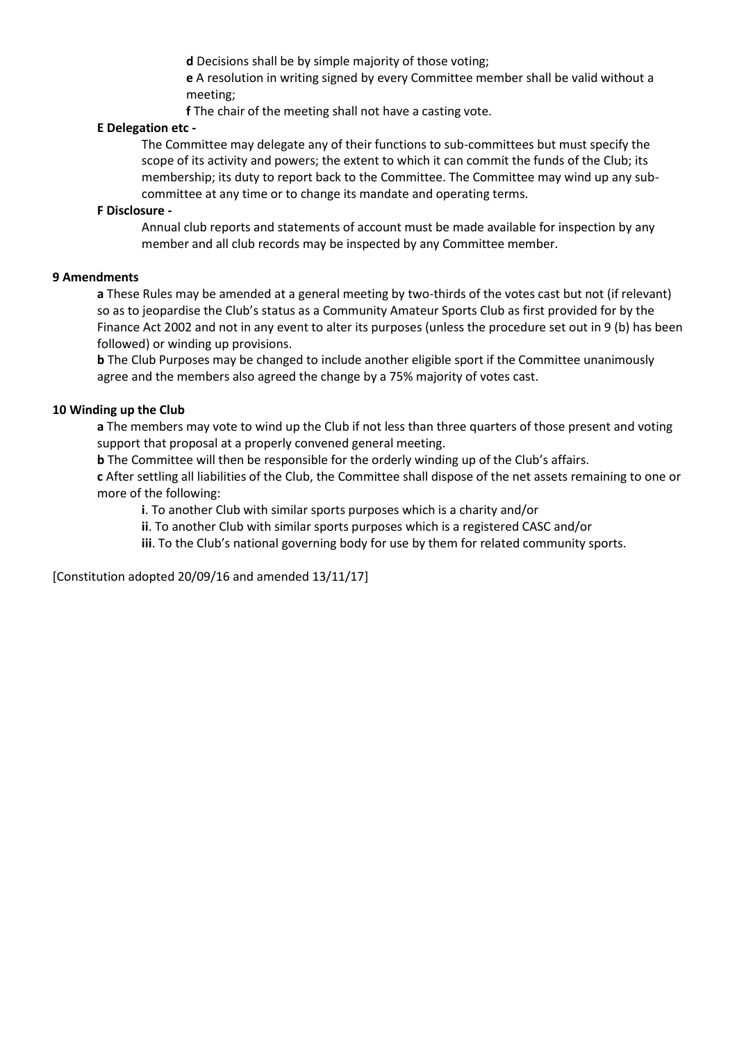**d** Decisions shall be by simple majority of those voting;

**e** A resolution in writing signed by every Committee member shall be valid without a meeting;

**f** The chair of the meeting shall not have a casting vote.

**E Delegation etc -**

The Committee may delegate any of their functions to sub-committees but must specify the scope of its activity and powers; the extent to which it can commit the funds of the Club; its membership; its duty to report back to the Committee. The Committee may wind up any sub-committee at any time or to change its mandate and operating terms.

**F Disclosure -**

Annual club reports and statements of account must be made available for inspection by any member and all club records may be inspected by any Committee member.

**9 Amendments**

**a** These Rules may be amended at a general meeting by two-thirds of the votes cast but not (if relevant) so as to jeopardise the Club's status as a Community Amateur Sports Club as first provided for by the Finance Act 2002 and not in any event to alter its purposes (unless the procedure set out in 9 (b) has been followed) or winding up provisions.

**b** The Club Purposes may be changed to include another eligible sport if the Committee unanimously agree and the members also agreed the change by a 75% majority of votes cast.

**10 Winding up the Club**

**a** The members may vote to wind up the Club if not less than three quarters of those present and voting support that proposal at a properly convened general meeting.

**b** The Committee will then be responsible for the orderly winding up of the Club's affairs.

**c** After settling all liabilities of the Club, the Committee shall dispose of the net assets remaining to one or more of the following:

**i**. To another Club with similar sports purposes which is a charity and/or

**ii**. To another Club with similar sports purposes which is a registered CASC and/or

**iii**. To the Club's national governing body for use by them for related community sports.

[Constitution adopted 20/09/16 and amended 13/11/17]